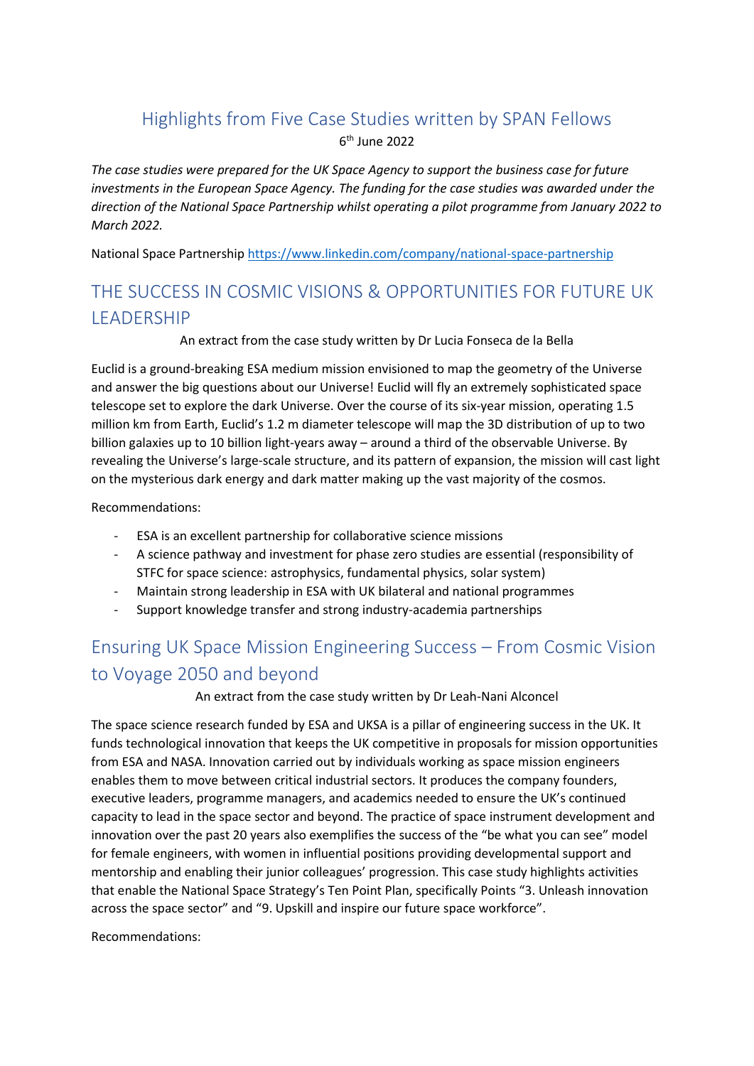# Highlights from Five Case Studies written by SPAN Fellows

6th June 2022

*The case studies were prepared for the UK Space Agency to support the business case for future investments in the European Space Agency. The funding for the case studies was awarded under the direction of the National Space Partnership whilst operating a pilot programme from January 2022 to March 2022.*

National Space Partnership https://www.linkedin.com/company/national-space-partnership

## THE SUCCESS IN COSMIC VISIONS & OPPORTUNITIES FOR FUTURE UK LEADERSHIP

An extract from the case study written by Dr Lucia Fonseca de la Bella

Euclid is a ground-breaking ESA medium mission envisioned to map the geometry of the Universe and answer the big questions about our Universe! Euclid will fly an extremely sophisticated space telescope set to explore the dark Universe. Over the course of its six-year mission, operating 1.5 million km from Earth, Euclid's 1.2 m diameter telescope will map the 3D distribution of up to two billion galaxies up to 10 billion light-years away – around a third of the observable Universe. By revealing the Universe's large-scale structure, and its pattern of expansion, the mission will cast light on the mysterious dark energy and dark matter making up the vast majority of the cosmos.

Recommendations:

- ESA is an excellent partnership for collaborative science missions
- A science pathway and investment for phase zero studies are essential (responsibility of STFC for space science: astrophysics, fundamental physics, solar system)
- Maintain strong leadership in ESA with UK bilateral and national programmes
- Support knowledge transfer and strong industry-academia partnerships

## Ensuring UK Space Mission Engineering Success – From Cosmic Vision to Voyage 2050 and beyond

An extract from the case study written by Dr Leah-Nani Alconcel

The space science research funded by ESA and UKSA is a pillar of engineering success in the UK. It funds technological innovation that keeps the UK competitive in proposals for mission opportunities from ESA and NASA. Innovation carried out by individuals working as space mission engineers enables them to move between critical industrial sectors. It produces the company founders, executive leaders, programme managers, and academics needed to ensure the UK's continued capacity to lead in the space sector and beyond. The practice of space instrument development and innovation over the past 20 years also exemplifies the success of the "be what you can see" model for female engineers, with women in influential positions providing developmental support and mentorship and enabling their junior colleagues' progression. This case study highlights activities that enable the National Space Strategy's Ten Point Plan, specifically Points "3. Unleash innovation across the space sector" and "9. Upskill and inspire our future space workforce".

Recommendations: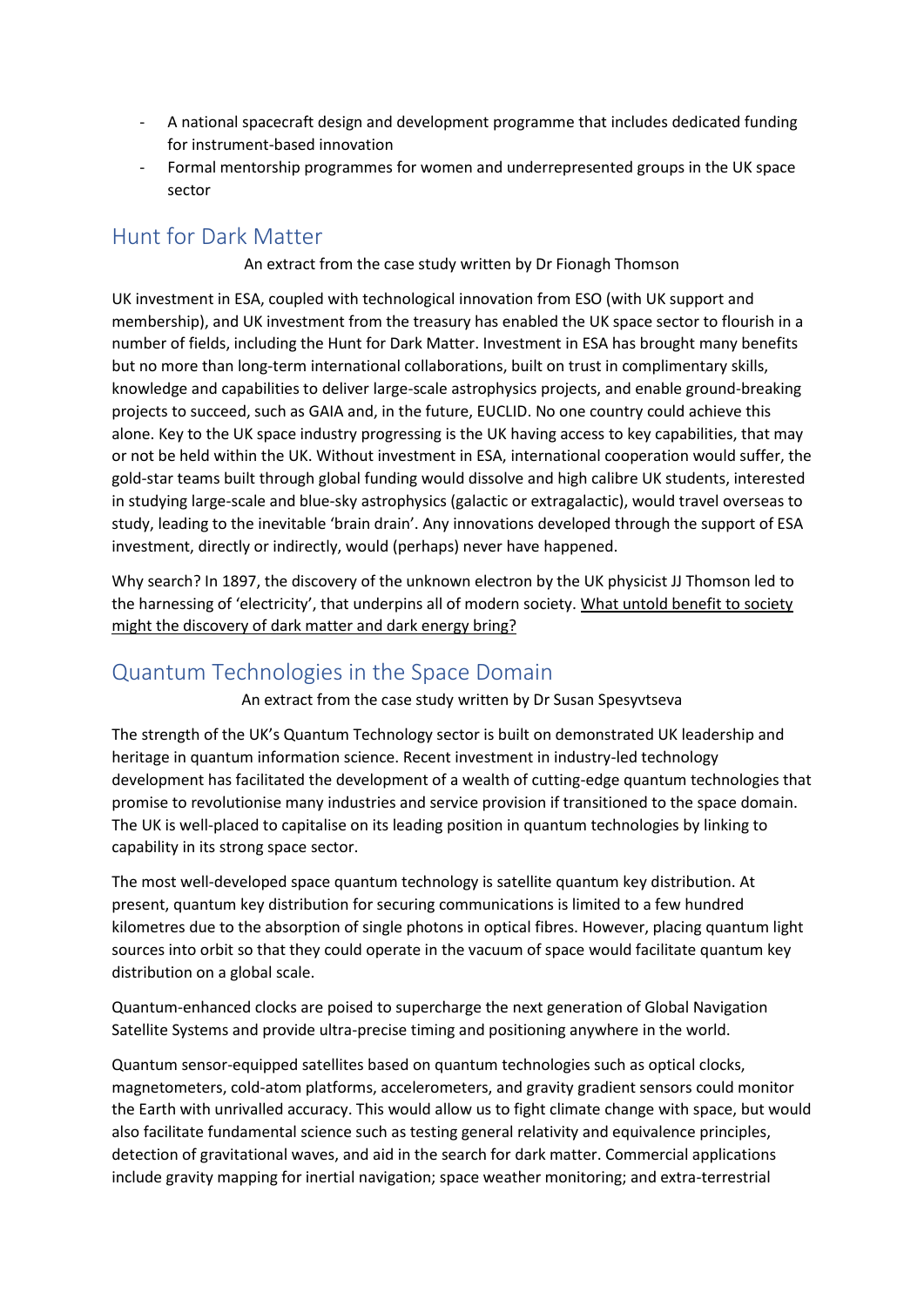- A national spacecraft design and development programme that includes dedicated funding for instrument-based innovation
- Formal mentorship programmes for women and underrepresented groups in the UK space sector

## Hunt for Dark Matter

An extract from the case study written by Dr Fionagh Thomson

UK investment in ESA, coupled with technological innovation from ESO (with UK support and membership), and UK investment from the treasury has enabled the UK space sector to flourish in a number of fields, including the Hunt for Dark Matter. Investment in ESA has brought many benefits but no more than long-term international collaborations, built on trust in complimentary skills, knowledge and capabilities to deliver large-scale astrophysics projects, and enable ground-breaking projects to succeed, such as GAIA and, in the future, EUCLID. No one country could achieve this alone. Key to the UK space industry progressing is the UK having access to key capabilities, that may or not be held within the UK. Without investment in ESA, international cooperation would suffer, the gold-star teams built through global funding would dissolve and high calibre UK students, interested in studying large-scale and blue-sky astrophysics (galactic or extragalactic), would travel overseas to study, leading to the inevitable 'brain drain'. Any innovations developed through the support of ESA investment, directly or indirectly, would (perhaps) never have happened.

Why search? In 1897, the discovery of the unknown electron by the UK physicist JJ Thomson led to the harnessing of 'electricity', that underpins all of modern society. <u>What untold benefit to society might the discovery of dark matter and dark energy bring?</u>

## Quantum Technologies in the Space Domain

An extract from the case study written by Dr Susan Spesyvtseva

The strength of the UK's Quantum Technology sector is built on demonstrated UK leadership and heritage in quantum information science. Recent investment in industry-led technology development has facilitated the development of a wealth of cutting-edge quantum technologies that promise to revolutionise many industries and service provision if transitioned to the space domain. The UK is well-placed to capitalise on its leading position in quantum technologies by linking to capability in its strong space sector.

The most well-developed space quantum technology is satellite quantum key distribution. At present, quantum key distribution for securing communications is limited to a few hundred kilometres due to the absorption of single photons in optical fibres. However, placing quantum light sources into orbit so that they could operate in the vacuum of space would facilitate quantum key distribution on a global scale.

Quantum-enhanced clocks are poised to supercharge the next generation of Global Navigation Satellite Systems and provide ultra-precise timing and positioning anywhere in the world.

Quantum sensor-equipped satellites based on quantum technologies such as optical clocks, magnetometers, cold-atom platforms, accelerometers, and gravity gradient sensors could monitor the Earth with unrivalled accuracy. This would allow us to fight climate change with space, but would also facilitate fundamental science such as testing general relativity and equivalence principles, detection of gravitational waves, and aid in the search for dark matter. Commercial applications include gravity mapping for inertial navigation; space weather monitoring; and extra-terrestrial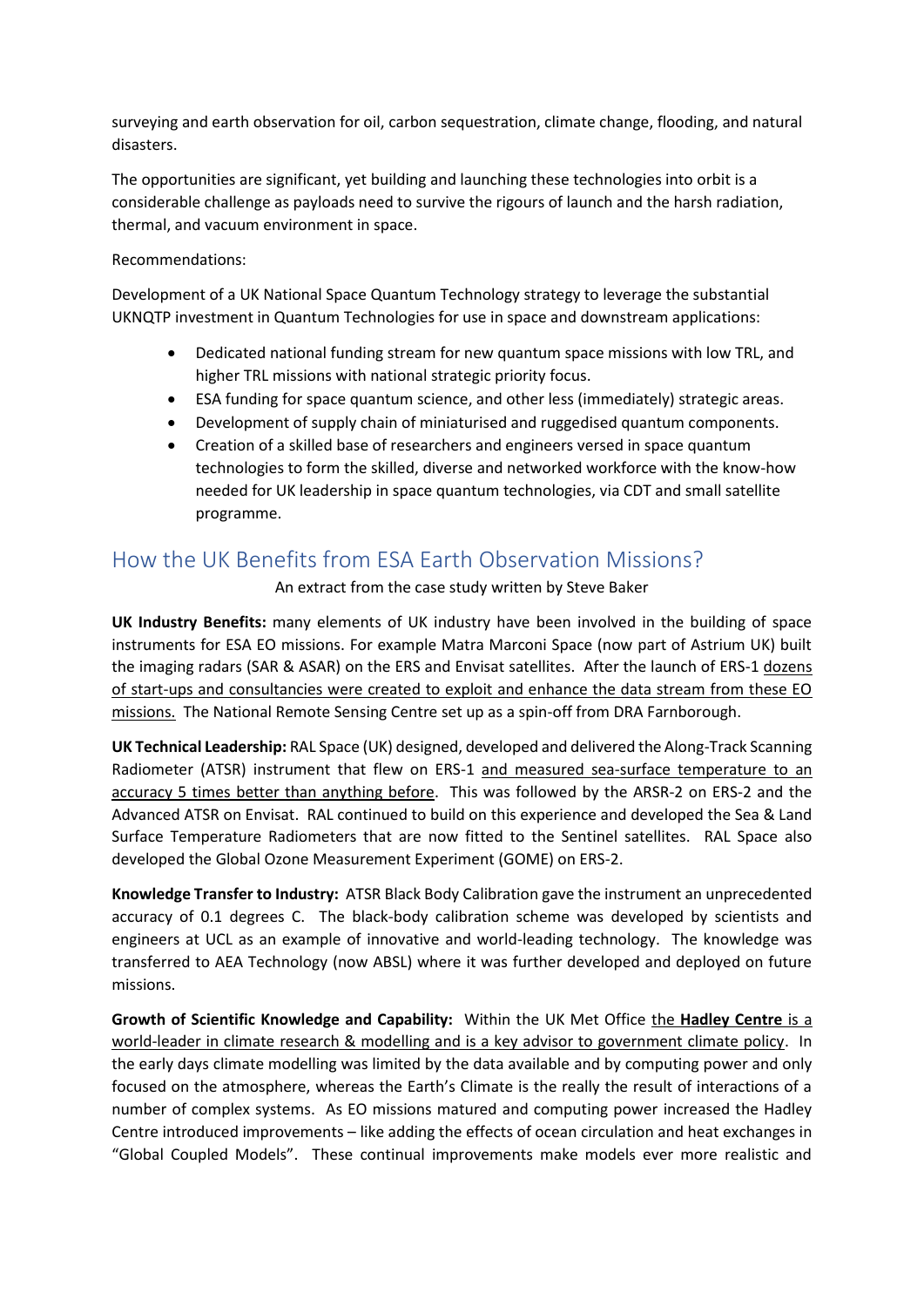surveying and earth observation for oil, carbon sequestration, climate change, flooding, and natural disasters.

The opportunities are significant, yet building and launching these technologies into orbit is a considerable challenge as payloads need to survive the rigours of launch and the harsh radiation, thermal, and vacuum environment in space.

Recommendations:

Development of a UK National Space Quantum Technology strategy to leverage the substantial UKNQTP investment in Quantum Technologies for use in space and downstream applications:

- Dedicated national funding stream for new quantum space missions with low TRL, and higher TRL missions with national strategic priority focus.
- ESA funding for space quantum science, and other less (immediately) strategic areas.
- Development of supply chain of miniaturised and ruggedised quantum components.
- Creation of a skilled base of researchers and engineers versed in space quantum technologies to form the skilled, diverse and networked workforce with the know-how needed for UK leadership in space quantum technologies, via CDT and small satellite programme.

## How the UK Benefits from ESA Earth Observation Missions?

An extract from the case study written by Steve Baker

**UK Industry Benefits:** many elements of UK industry have been involved in the building of space instruments for ESA EO missions. For example Matra Marconi Space (now part of Astrium UK) built the imaging radars (SAR & ASAR) on the ERS and Envisat satellites. After the launch of ERS-1 dozens of start-ups and consultancies were created to exploit and enhance the data stream from these EO missions. The National Remote Sensing Centre set up as a spin-off from DRA Farnborough.

**UK Technical Leadership:** RAL Space (UK) designed, developed and delivered the Along-Track Scanning Radiometer (ATSR) instrument that flew on ERS-1 and measured sea-surface temperature to an accuracy 5 times better than anything before. This was followed by the ARSR-2 on ERS-2 and the Advanced ATSR on Envisat. RAL continued to build on this experience and developed the Sea & Land Surface Temperature Radiometers that are now fitted to the Sentinel satellites. RAL Space also developed the Global Ozone Measurement Experiment (GOME) on ERS-2.

**Knowledge Transfer to Industry:** ATSR Black Body Calibration gave the instrument an unprecedented accuracy of 0.1 degrees C. The black-body calibration scheme was developed by scientists and engineers at UCL as an example of innovative and world-leading technology. The knowledge was transferred to AEA Technology (now ABSL) where it was further developed and deployed on future missions.

**Growth of Scientific Knowledge and Capability:** Within the UK Met Office the **Hadley Centre** is a world-leader in climate research & modelling and is a key advisor to government climate policy. In the early days climate modelling was limited by the data available and by computing power and only focused on the atmosphere, whereas the Earth's Climate is the really the result of interactions of a number of complex systems. As EO missions matured and computing power increased the Hadley Centre introduced improvements – like adding the effects of ocean circulation and heat exchanges in "Global Coupled Models". These continual improvements make models ever more realistic and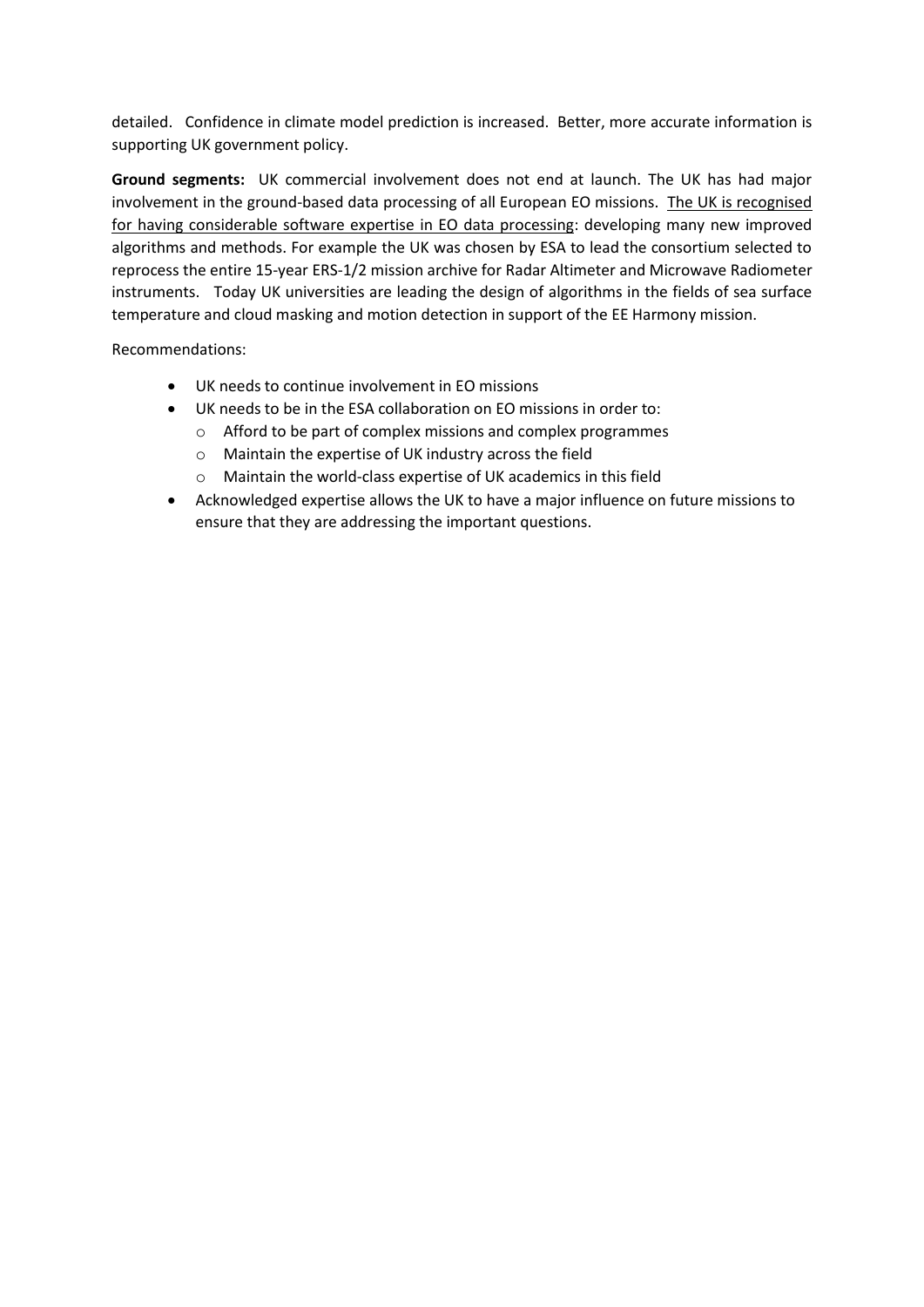detailed. Confidence in climate model prediction is increased. Better, more accurate information is supporting UK government policy.

**Ground segments:** UK commercial involvement does not end at launch. The UK has had major involvement in the ground-based data processing of all European EO missions. <u>The UK is recognised for having considerable software expertise in EO data processing</u>: developing many new improved algorithms and methods. For example the UK was chosen by ESA to lead the consortium selected to reprocess the entire 15-year ERS-1/2 mission archive for Radar Altimeter and Microwave Radiometer instruments. Today UK universities are leading the design of algorithms in the fields of sea surface temperature and cloud masking and motion detection in support of the EE Harmony mission.

Recommendations:

- UK needs to continue involvement in EO missions
- UK needs to be in the ESA collaboration on EO missions in order to:
  - Afford to be part of complex missions and complex programmes
  - Maintain the expertise of UK industry across the field
  - Maintain the world-class expertise of UK academics in this field
- Acknowledged expertise allows the UK to have a major influence on future missions to ensure that they are addressing the important questions.